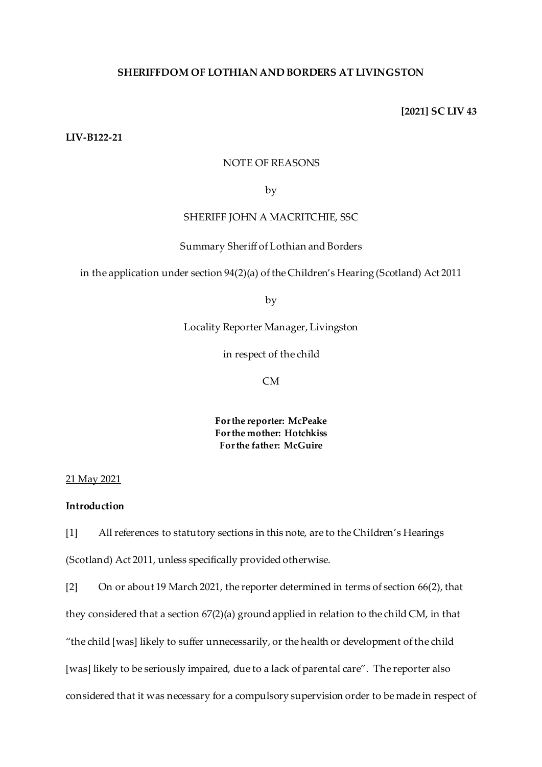**SHERIFFDOM OF LOTHIAN AND BORDERS AT LIVINGSTON**

**[2021] SC LIV 43**

**LIV-B122-21**

NOTE OF REASONS

by

SHERIFF JOHN A MACRITCHIE, SSC

Summary Sheriff of Lothian and Borders

in the application under section 94(2)(a) of the Children's Hearing (Scotland) Act 2011

by

Locality Reporter Manager, Livingston

in respect of the child

CM

**For the reporter: McPeake**
**For the mother: Hotchkiss**
**For the father: McGuire**

21 May 2021

**Introduction**

[1] All references to statutory sections in this note, are to the Children's Hearings (Scotland) Act 2011, unless specifically provided otherwise.

[2] On or about 19 March 2021, the reporter determined in terms of section 66(2), that they considered that a section 67(2)(a) ground applied in relation to the child CM, in that "the child [was] likely to suffer unnecessarily, or the health or development of the child [was] likely to be seriously impaired, due to a lack of parental care". The reporter also considered that it was necessary for a compulsory supervision order to be made in respect of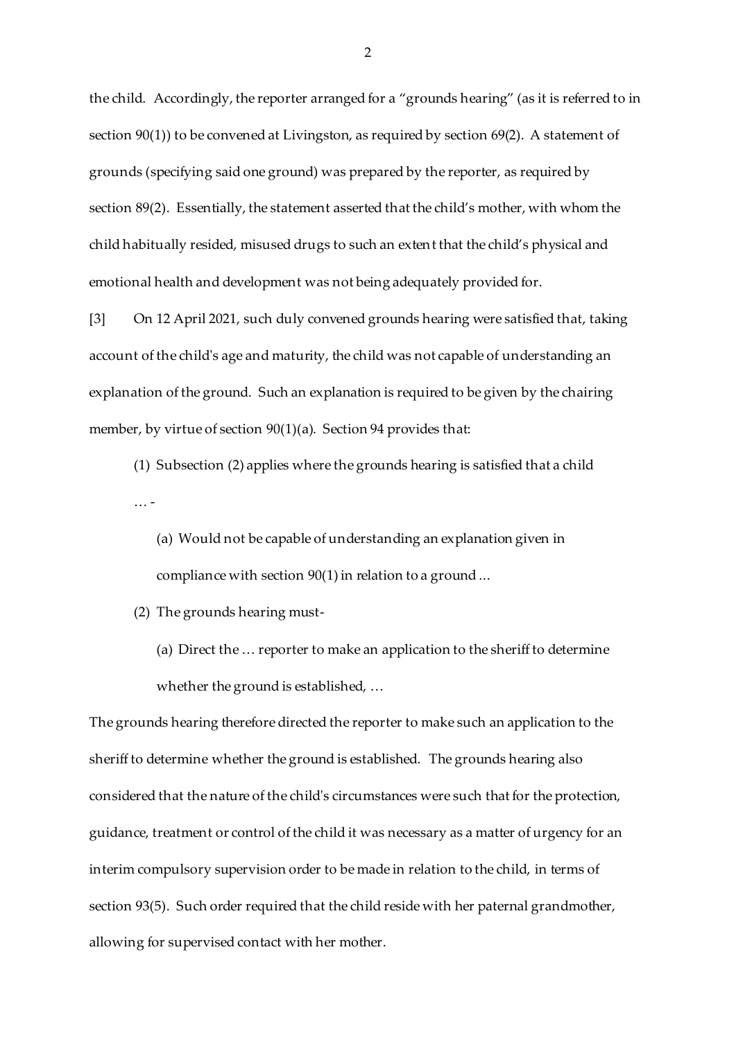the child. Accordingly, the reporter arranged for a "grounds hearing" (as it is referred to in section 90(1)) to be convened at Livingston, as required by section 69(2). A statement of grounds (specifying said one ground) was prepared by the reporter, as required by section 89(2). Essentially, the statement asserted that the child's mother, with whom the child habitually resided, misused drugs to such an extent that the child's physical and emotional health and development was not being adequately provided for.

[3] On 12 April 2021, such duly convened grounds hearing were satisfied that, taking account of the child's age and maturity, the child was not capable of understanding an explanation of the ground. Such an explanation is required to be given by the chairing member, by virtue of section 90(1)(a). Section 94 provides that:

> (1) Subsection (2) applies where the grounds hearing is satisfied that a child … -
>
> > (a) Would not be capable of understanding an explanation given in compliance with section 90(1) in relation to a ground ...
>
> (2) The grounds hearing must-
>
> > (a) Direct the … reporter to make an application to the sheriff to determine whether the ground is established, …

The grounds hearing therefore directed the reporter to make such an application to the sheriff to determine whether the ground is established. The grounds hearing also considered that the nature of the child's circumstances were such that for the protection, guidance, treatment or control of the child it was necessary as a matter of urgency for an interim compulsory supervision order to be made in relation to the child, in terms of section 93(5). Such order required that the child reside with her paternal grandmother, allowing for supervised contact with her mother.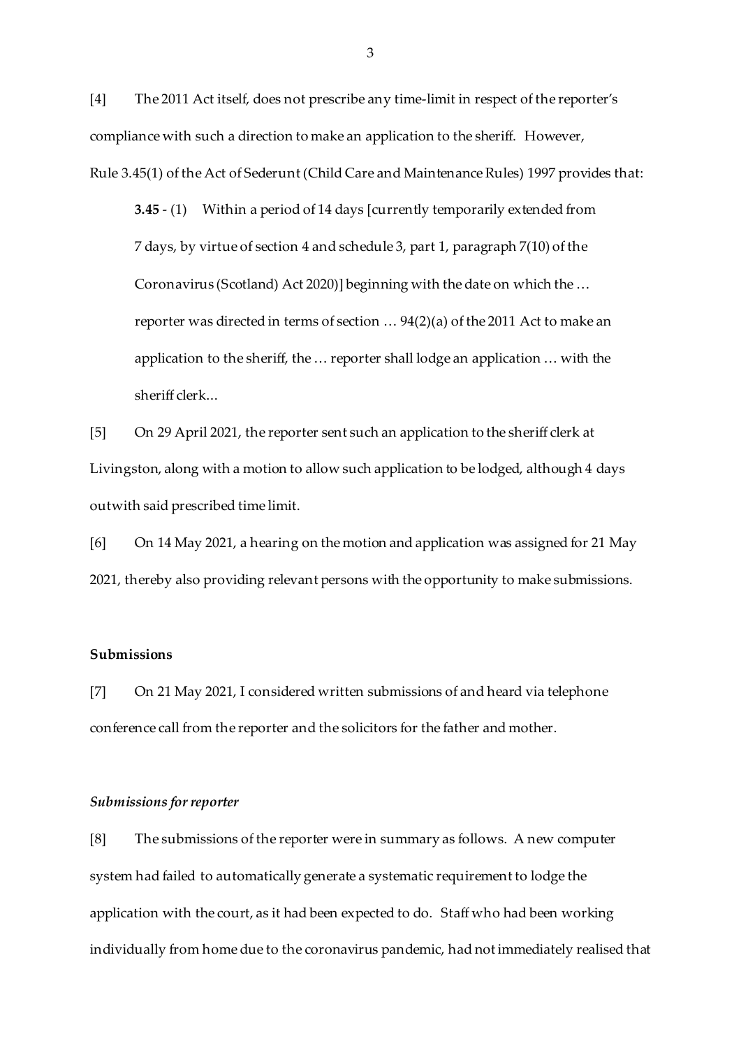[4] The 2011 Act itself, does not prescribe any time-limit in respect of the reporter's compliance with such a direction to make an application to the sheriff. However, Rule 3.45(1) of the Act of Sederunt (Child Care and Maintenance Rules) 1997 provides that:

> **3.45** - (1) Within a period of 14 days [currently temporarily extended from 7 days, by virtue of section 4 and schedule 3, part 1, paragraph 7(10) of the Coronavirus (Scotland) Act 2020)] beginning with the date on which the … reporter was directed in terms of section … 94(2)(a) of the 2011 Act to make an application to the sheriff, the … reporter shall lodge an application … with the sheriff clerk...

[5] On 29 April 2021, the reporter sent such an application to the sheriff clerk at Livingston, along with a motion to allow such application to be lodged, although 4 days outwith said prescribed time limit.

[6] On 14 May 2021, a hearing on the motion and application was assigned for 21 May 2021, thereby also providing relevant persons with the opportunity to make submissions.

## Submissions

[7] On 21 May 2021, I considered written submissions of and heard via telephone conference call from the reporter and the solicitors for the father and mother.

### *Submissions for reporter*

[8] The submissions of the reporter were in summary as follows. A new computer system had failed to automatically generate a systematic requirement to lodge the application with the court, as it had been expected to do. Staff who had been working individually from home due to the coronavirus pandemic, had not immediately realised that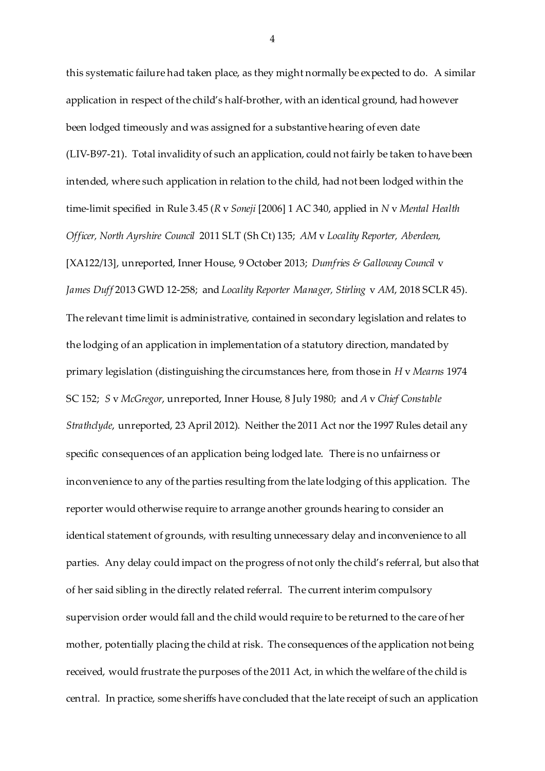this systematic failure had taken place, as they might normally be expected to do. A similar application in respect of the child's half-brother, with an identical ground, had however been lodged timeously and was assigned for a substantive hearing of even date (LIV-B97-21). Total invalidity of such an application, could not fairly be taken to have been intended, where such application in relation to the child, had not been lodged within the time-limit specified in Rule 3.45 (*R* v *Soneji* [2006] 1 AC 340, applied in *N* v *Mental Health Officer, North Ayrshire Council* 2011 SLT (Sh Ct) 135; *AM* v *Locality Reporter, Aberdeen,* [XA122/13], unreported, Inner House, 9 October 2013; *Dumfries & Galloway Council* v *James Duff* 2013 GWD 12-258; and *Locality Reporter Manager, Stirling* v *AM*, 2018 SCLR 45). The relevant time limit is administrative, contained in secondary legislation and relates to the lodging of an application in implementation of a statutory direction, mandated by primary legislation (distinguishing the circumstances here, from those in *H* v *Mearns* 1974 SC 152; *S* v *McGregor*, unreported, Inner House, 8 July 1980; and *A* v *Chief Constable Strathclyde*, unreported, 23 April 2012). Neither the 2011 Act nor the 1997 Rules detail any specific consequences of an application being lodged late. There is no unfairness or inconvenience to any of the parties resulting from the late lodging of this application. The reporter would otherwise require to arrange another grounds hearing to consider an identical statement of grounds, with resulting unnecessary delay and inconvenience to all parties. Any delay could impact on the progress of not only the child's referral, but also that of her said sibling in the directly related referral. The current interim compulsory supervision order would fall and the child would require to be returned to the care of her mother, potentially placing the child at risk. The consequences of the application not being received, would frustrate the purposes of the 2011 Act, in which the welfare of the child is central. In practice, some sheriffs have concluded that the late receipt of such an application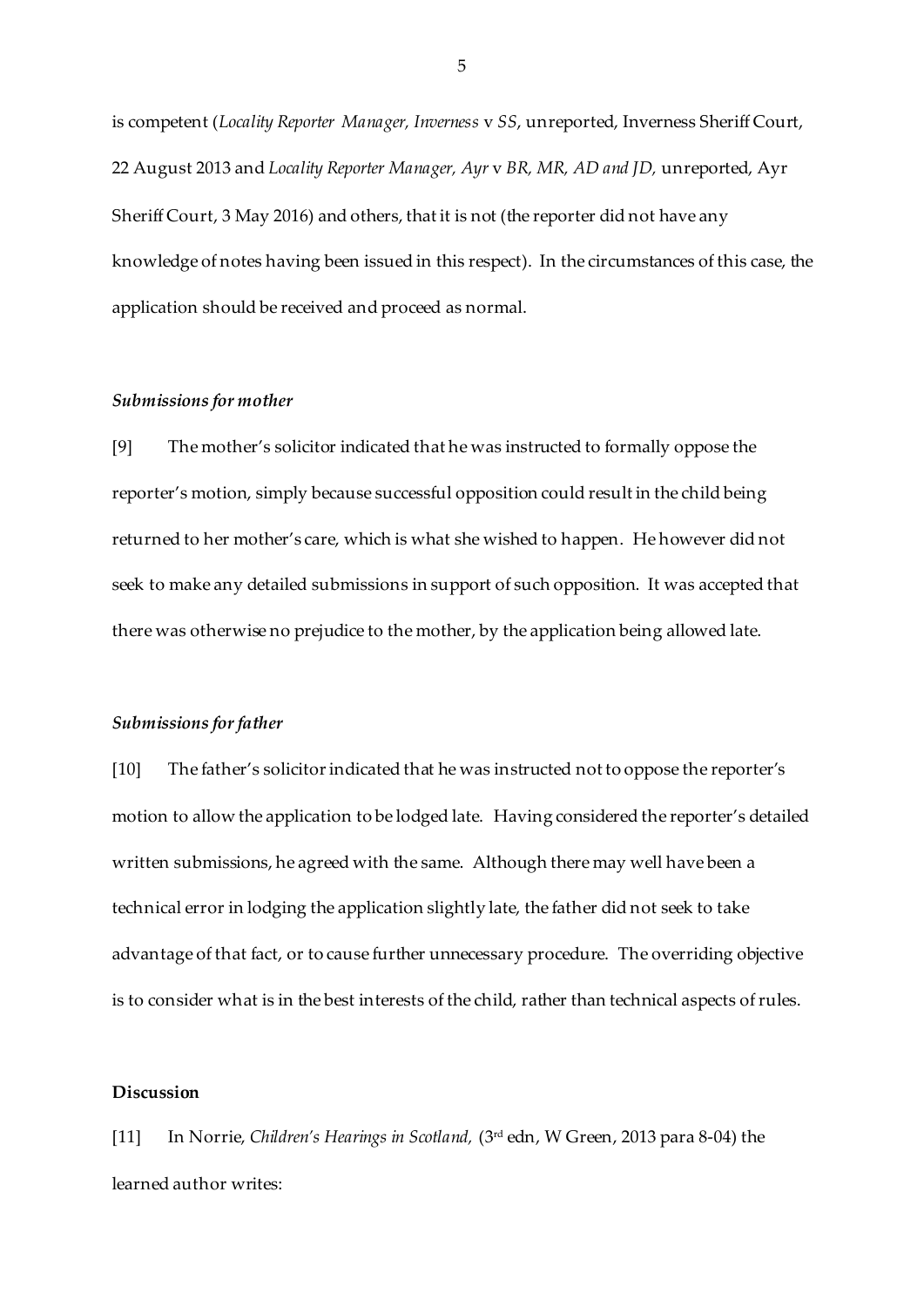is competent (*Locality Reporter Manager, Inverness* v *SS*, unreported, Inverness Sheriff Court, 22 August 2013 and *Locality Reporter Manager, Ayr* v *BR, MR, AD and JD,* unreported, Ayr Sheriff Court, 3 May 2016) and others, that it is not (the reporter did not have any knowledge of notes having been issued in this respect). In the circumstances of this case, the application should be received and proceed as normal.

### *Submissions for mother*

[9] The mother's solicitor indicated that he was instructed to formally oppose the reporter's motion, simply because successful opposition could result in the child being returned to her mother's care, which is what she wished to happen. He however did not seek to make any detailed submissions in support of such opposition. It was accepted that there was otherwise no prejudice to the mother, by the application being allowed late.

### *Submissions for father*

[10] The father's solicitor indicated that he was instructed not to oppose the reporter's motion to allow the application to be lodged late. Having considered the reporter's detailed written submissions, he agreed with the same. Although there may well have been a technical error in lodging the application slightly late, the father did not seek to take advantage of that fact, or to cause further unnecessary procedure. The overriding objective is to consider what is in the best interests of the child, rather than technical aspects of rules.

## **Discussion**

[11] In Norrie, *Children's Hearings in Scotland,* (3rd edn, W Green, 2013 para 8-04) the learned author writes: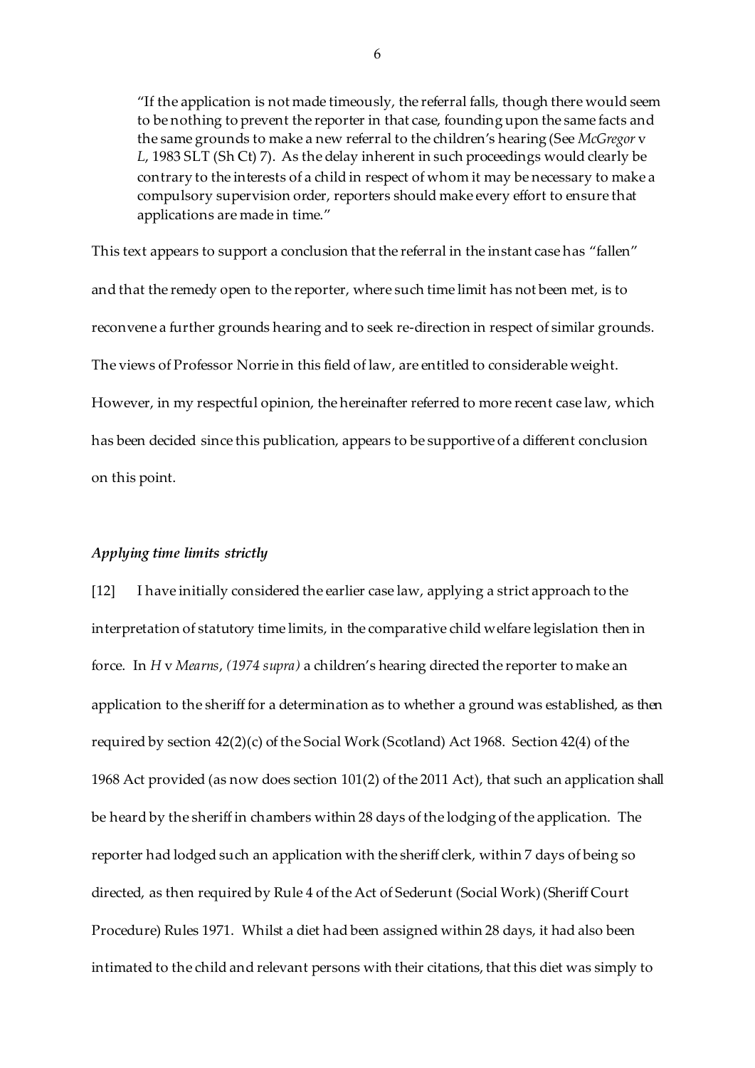> "If the application is not made timeously, the referral falls, though there would seem to be nothing to prevent the reporter in that case, founding upon the same facts and the same grounds to make a new referral to the children's hearing (See *McGregor* v *L*, 1983 SLT (Sh Ct) 7). As the delay inherent in such proceedings would clearly be contrary to the interests of a child in respect of whom it may be necessary to make a compulsory supervision order, reporters should make every effort to ensure that applications are made in time."

This text appears to support a conclusion that the referral in the instant case has "fallen" and that the remedy open to the reporter, where such time limit has not been met, is to reconvene a further grounds hearing and to seek re-direction in respect of similar grounds. The views of Professor Norrie in this field of law, are entitled to considerable weight. However, in my respectful opinion, the hereinafter referred to more recent case law, which has been decided since this publication, appears to be supportive of a different conclusion on this point.

### *Applying time limits strictly*

[12] I have initially considered the earlier case law, applying a strict approach to the interpretation of statutory time limits, in the comparative child welfare legislation then in force. In *H* v *Mearns*, *(1974 supra)* a children's hearing directed the reporter to make an application to the sheriff for a determination as to whether a ground was established, as then required by section 42(2)(c) of the Social Work (Scotland) Act 1968. Section 42(4) of the 1968 Act provided (as now does section 101(2) of the 2011 Act), that such an application shall be heard by the sheriff in chambers within 28 days of the lodging of the application. The reporter had lodged such an application with the sheriff clerk, within 7 days of being so directed, as then required by Rule 4 of the Act of Sederunt (Social Work) (Sheriff Court Procedure) Rules 1971. Whilst a diet had been assigned within 28 days, it had also been intimated to the child and relevant persons with their citations, that this diet was simply to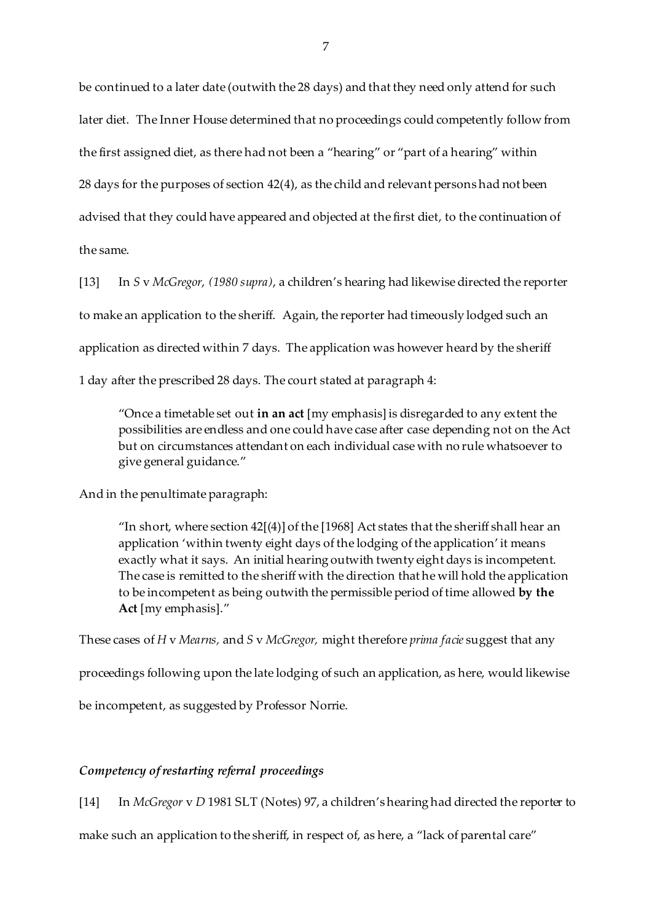be continued to a later date (outwith the 28 days) and that they need only attend for such later diet. The Inner House determined that no proceedings could competently follow from the first assigned diet, as there had not been a "hearing" or "part of a hearing" within 28 days for the purposes of section 42(4), as the child and relevant persons had not been advised that they could have appeared and objected at the first diet, to the continuation of the same.

[13] In *S* v *McGregor*, *(1980 supra)*, a children's hearing had likewise directed the reporter to make an application to the sheriff. Again, the reporter had timeously lodged such an application as directed within 7 days. The application was however heard by the sheriff 1 day after the prescribed 28 days. The court stated at paragraph 4:

> "Once a timetable set out **in an act** [my emphasis] is disregarded to any extent the possibilities are endless and one could have case after case depending not on the Act but on circumstances attendant on each individual case with no rule whatsoever to give general guidance."

And in the penultimate paragraph:

> "In short, where section 42[(4)] of the [1968] Act states that the sheriff shall hear an application 'within twenty eight days of the lodging of the application' it means exactly what it says. An initial hearing outwith twenty eight days is incompetent. The case is remitted to the sheriff with the direction that he will hold the application to be incompetent as being outwith the permissible period of time allowed **by the Act** [my emphasis]."

These cases of *H* v *Mearns,* and *S* v *McGregor,* might therefore *prima facie* suggest that any proceedings following upon the late lodging of such an application, as here, would likewise be incompetent, as suggested by Professor Norrie.

### *Competency of restarting referral proceedings*

[14] In *McGregor* v *D* 1981 SLT (Notes) 97, a children's hearing had directed the reporter to make such an application to the sheriff, in respect of, as here, a "lack of parental care"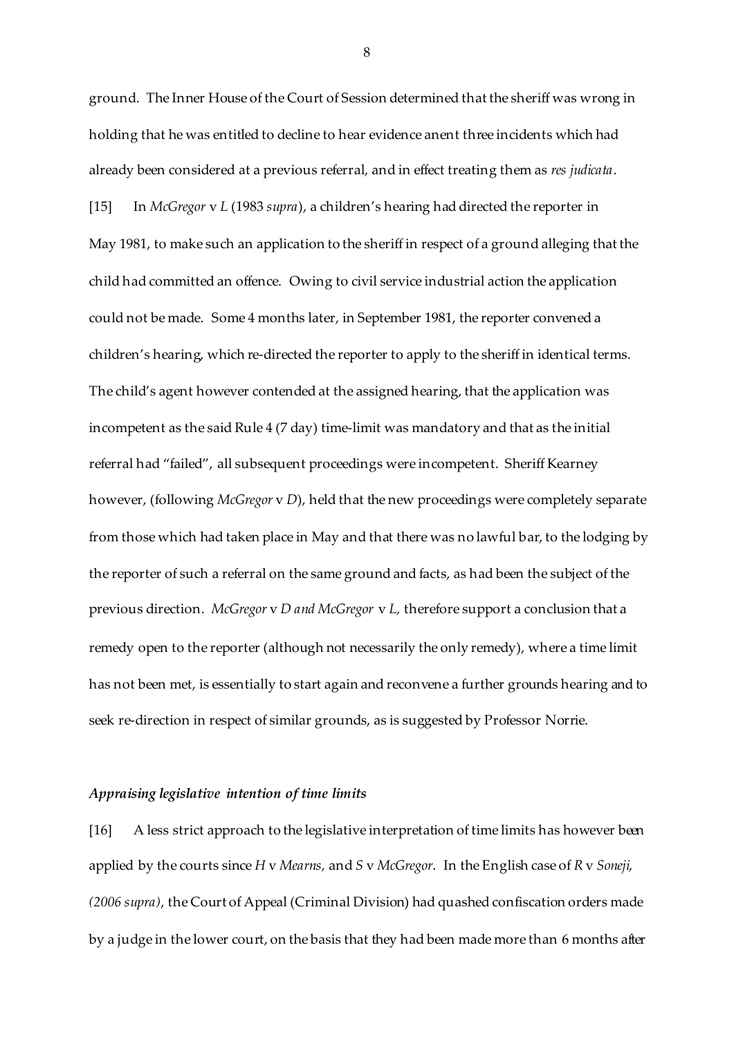ground. The Inner House of the Court of Session determined that the sheriff was wrong in holding that he was entitled to decline to hear evidence anent three incidents which had already been considered at a previous referral, and in effect treating them as *res judicata*.

[15] In *McGregor* v *L* (1983 *supra*), a children's hearing had directed the reporter in May 1981, to make such an application to the sheriff in respect of a ground alleging that the child had committed an offence. Owing to civil service industrial action the application could not be made. Some 4 months later, in September 1981, the reporter convened a children's hearing, which re-directed the reporter to apply to the sheriff in identical terms. The child's agent however contended at the assigned hearing, that the application was incompetent as the said Rule 4 (7 day) time-limit was mandatory and that as the initial referral had "failed", all subsequent proceedings were incompetent. Sheriff Kearney however, (following *McGregor* v *D*), held that the new proceedings were completely separate from those which had taken place in May and that there was no lawful bar, to the lodging by the reporter of such a referral on the same ground and facts, as had been the subject of the previous direction. *McGregor* v *D and McGregor* v *L,* therefore support a conclusion that a remedy open to the reporter (although not necessarily the only remedy), where a time limit has not been met, is essentially to start again and reconvene a further grounds hearing and to seek re-direction in respect of similar grounds, as is suggested by Professor Norrie.

### *Appraising legislative intention of time limits*

[16] A less strict approach to the legislative interpretation of time limits has however been applied by the courts since *H* v *Mearns,* and *S* v *McGregor*. In the English case of *R* v *Soneji, (2006 supra)*, the Court of Appeal (Criminal Division) had quashed confiscation orders made by a judge in the lower court, on the basis that they had been made more than 6 months after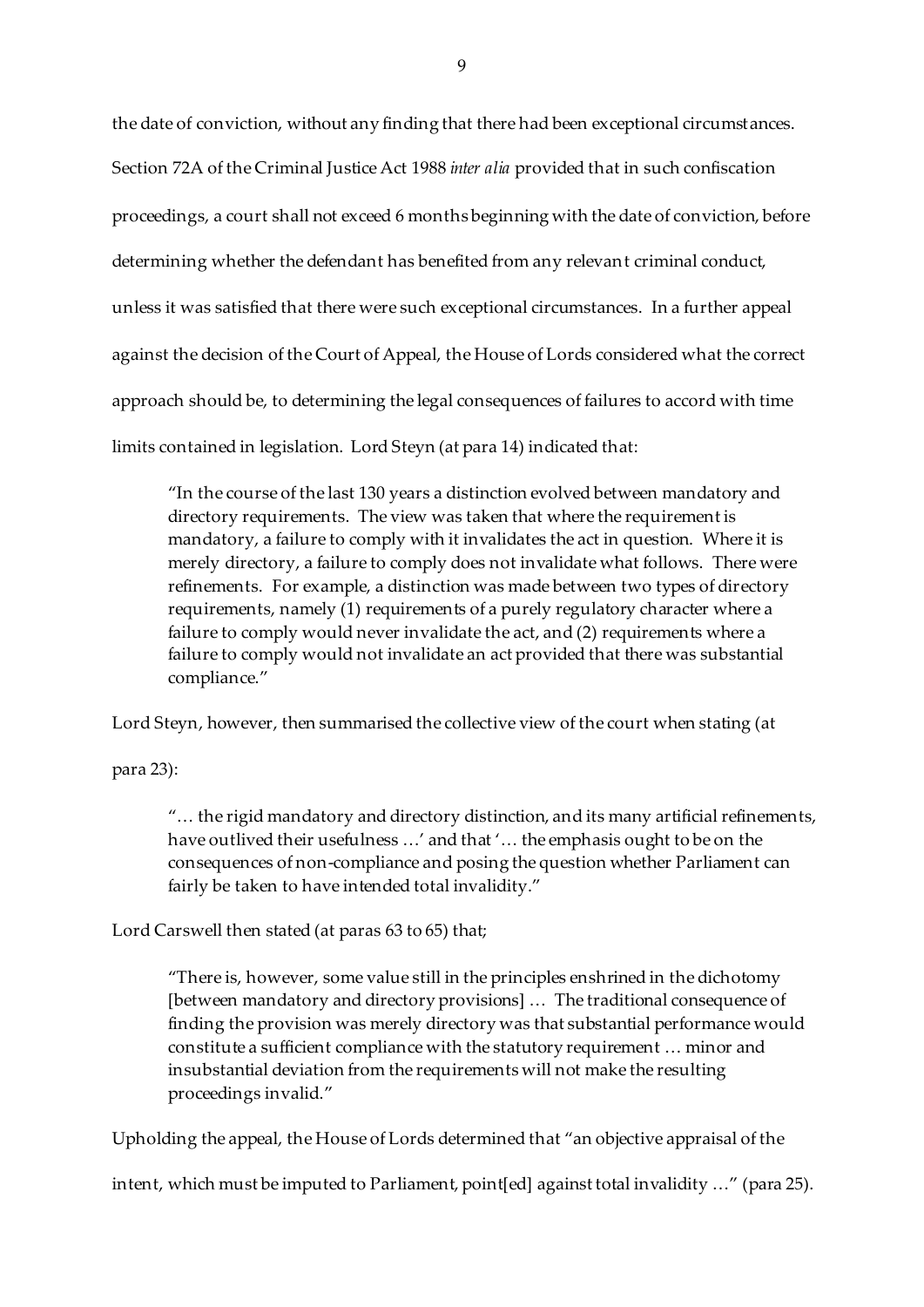the date of conviction, without any finding that there had been exceptional circumstances. Section 72A of the Criminal Justice Act 1988 *inter alia* provided that in such confiscation proceedings, a court shall not exceed 6 months beginning with the date of conviction, before determining whether the defendant has benefited from any relevant criminal conduct, unless it was satisfied that there were such exceptional circumstances. In a further appeal against the decision of the Court of Appeal, the House of Lords considered what the correct approach should be, to determining the legal consequences of failures to accord with time limits contained in legislation. Lord Steyn (at para 14) indicated that:

> "In the course of the last 130 years a distinction evolved between mandatory and directory requirements. The view was taken that where the requirement is mandatory, a failure to comply with it invalidates the act in question. Where it is merely directory, a failure to comply does not invalidate what follows. There were refinements. For example, a distinction was made between two types of directory requirements, namely (1) requirements of a purely regulatory character where a failure to comply would never invalidate the act, and (2) requirements where a failure to comply would not invalidate an act provided that there was substantial compliance."

Lord Steyn, however, then summarised the collective view of the court when stating (at para 23):

> "… the rigid mandatory and directory distinction, and its many artificial refinements, have outlived their usefulness …' and that '… the emphasis ought to be on the consequences of non-compliance and posing the question whether Parliament can fairly be taken to have intended total invalidity."

Lord Carswell then stated (at paras 63 to 65) that;

> "There is, however, some value still in the principles enshrined in the dichotomy [between mandatory and directory provisions] … The traditional consequence of finding the provision was merely directory was that substantial performance would constitute a sufficient compliance with the statutory requirement … minor and insubstantial deviation from the requirements will not make the resulting proceedings invalid."

Upholding the appeal, the House of Lords determined that "an objective appraisal of the intent, which must be imputed to Parliament, point[ed] against total invalidity …" (para 25).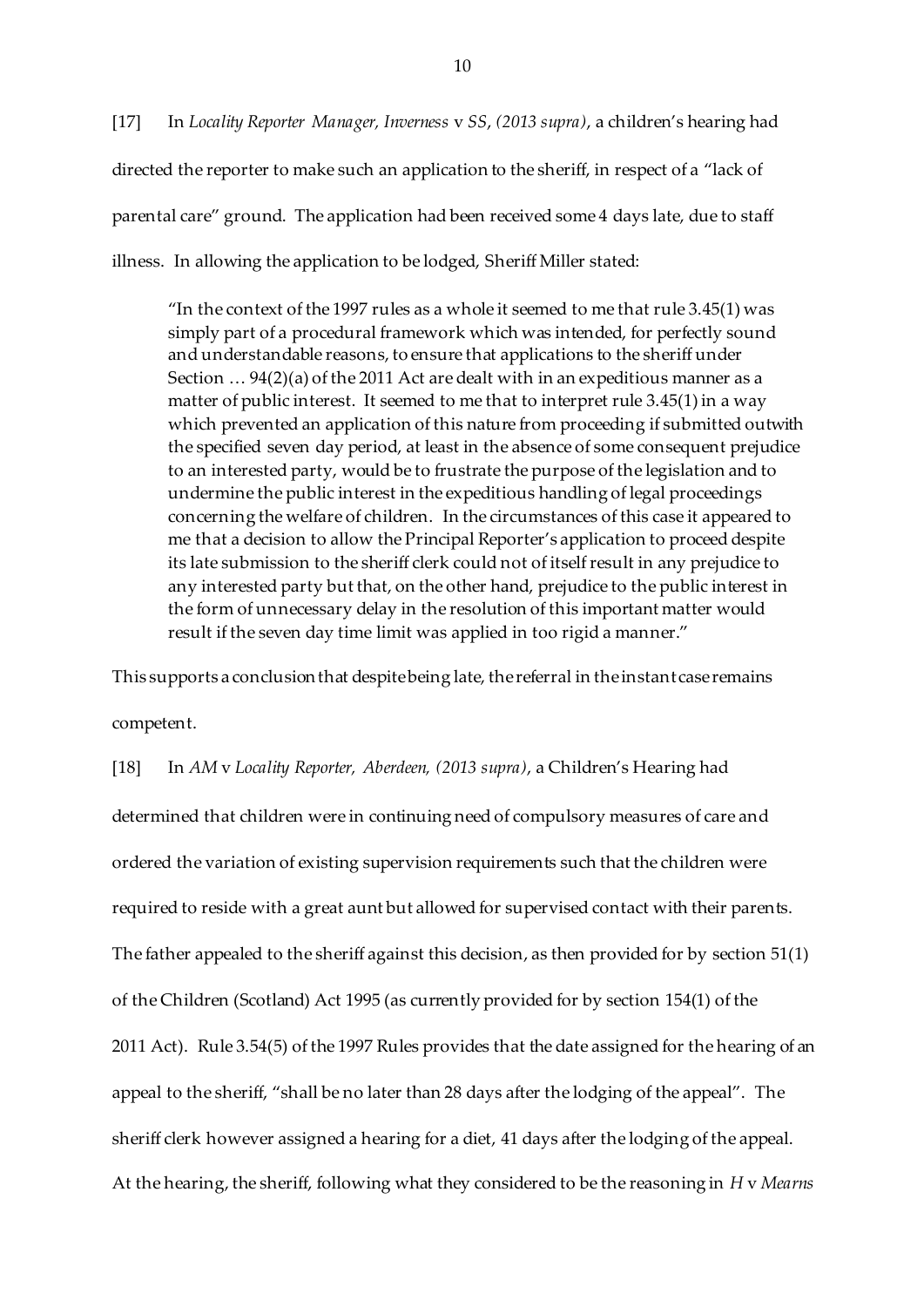[17] In *Locality Reporter Manager, Inverness* v *SS*, *(2013 supra)*, a children's hearing had directed the reporter to make such an application to the sheriff, in respect of a "lack of parental care" ground. The application had been received some 4 days late, due to staff illness. In allowing the application to be lodged, Sheriff Miller stated:

> "In the context of the 1997 rules as a whole it seemed to me that rule 3.45(1) was simply part of a procedural framework which was intended, for perfectly sound and understandable reasons, to ensure that applications to the sheriff under Section … 94(2)(a) of the 2011 Act are dealt with in an expeditious manner as a matter of public interest. It seemed to me that to interpret rule 3.45(1) in a way which prevented an application of this nature from proceeding if submitted outwith the specified seven day period, at least in the absence of some consequent prejudice to an interested party, would be to frustrate the purpose of the legislation and to undermine the public interest in the expeditious handling of legal proceedings concerning the welfare of children. In the circumstances of this case it appeared to me that a decision to allow the Principal Reporter's application to proceed despite its late submission to the sheriff clerk could not of itself result in any prejudice to any interested party but that, on the other hand, prejudice to the public interest in the form of unnecessary delay in the resolution of this important matter would result if the seven day time limit was applied in too rigid a manner."

This supports a conclusion that despite being late, the referral in the instant case remains competent.

[18] In *AM* v *Locality Reporter, Aberdeen, (2013 supra)*, a Children's Hearing had determined that children were in continuing need of compulsory measures of care and ordered the variation of existing supervision requirements such that the children were required to reside with a great aunt but allowed for supervised contact with their parents. The father appealed to the sheriff against this decision, as then provided for by section 51(1) of the Children (Scotland) Act 1995 (as currently provided for by section 154(1) of the 2011 Act). Rule 3.54(5) of the 1997 Rules provides that the date assigned for the hearing of an appeal to the sheriff, "shall be no later than 28 days after the lodging of the appeal". The sheriff clerk however assigned a hearing for a diet, 41 days after the lodging of the appeal. At the hearing, the sheriff, following what they considered to be the reasoning in *H* v *Mearns*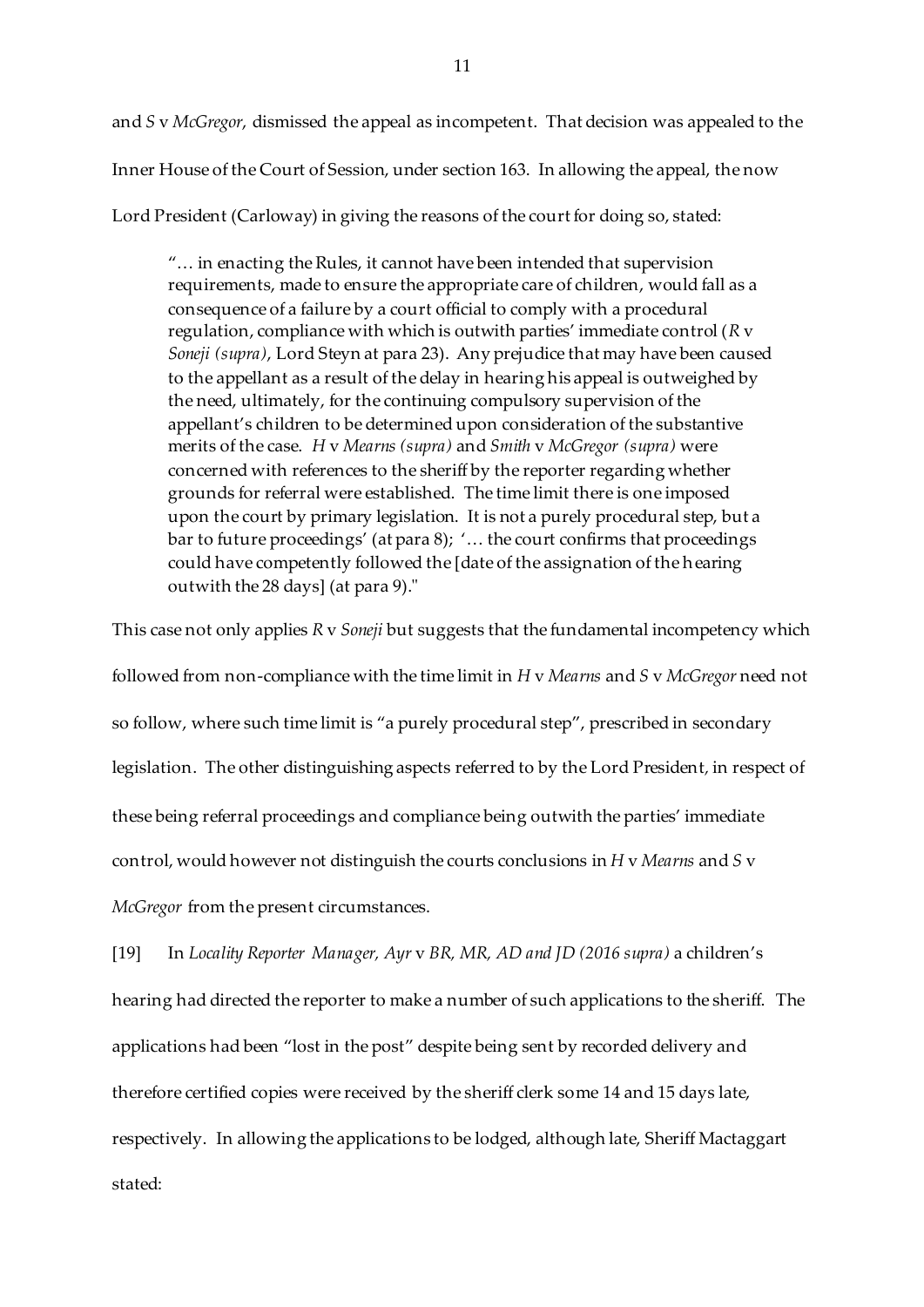and *S* v *McGregor*, dismissed the appeal as incompetent. That decision was appealed to the Inner House of the Court of Session, under section 163. In allowing the appeal, the now Lord President (Carloway) in giving the reasons of the court for doing so, stated:

> "… in enacting the Rules, it cannot have been intended that supervision requirements, made to ensure the appropriate care of children, would fall as a consequence of a failure by a court official to comply with a procedural regulation, compliance with which is outwith parties' immediate control (*R* v *Soneji (supra)*, Lord Steyn at para 23). Any prejudice that may have been caused to the appellant as a result of the delay in hearing his appeal is outweighed by the need, ultimately, for the continuing compulsory supervision of the appellant's children to be determined upon consideration of the substantive merits of the case. *H* v *Mearns (supra)* and *Smith* v *McGregor (supra)* were concerned with references to the sheriff by the reporter regarding whether grounds for referral were established. The time limit there is one imposed upon the court by primary legislation. It is not a purely procedural step, but a bar to future proceedings' (at para 8); '… the court confirms that proceedings could have competently followed the [date of the assignation of the hearing outwith the 28 days] (at para 9)."

This case not only applies *R* v *Soneji* but suggests that the fundamental incompetency which followed from non-compliance with the time limit in *H* v *Mearns* and *S* v *McGregor* need not so follow, where such time limit is "a purely procedural step", prescribed in secondary legislation. The other distinguishing aspects referred to by the Lord President, in respect of these being referral proceedings and compliance being outwith the parties' immediate control, would however not distinguish the courts conclusions in *H* v *Mearns* and *S* v *McGregor* from the present circumstances.

[19] In *Locality Reporter Manager, Ayr* v *BR, MR, AD and JD (2016 supra)* a children's hearing had directed the reporter to make a number of such applications to the sheriff. The applications had been "lost in the post" despite being sent by recorded delivery and therefore certified copies were received by the sheriff clerk some 14 and 15 days late, respectively. In allowing the applications to be lodged, although late, Sheriff Mactaggart stated: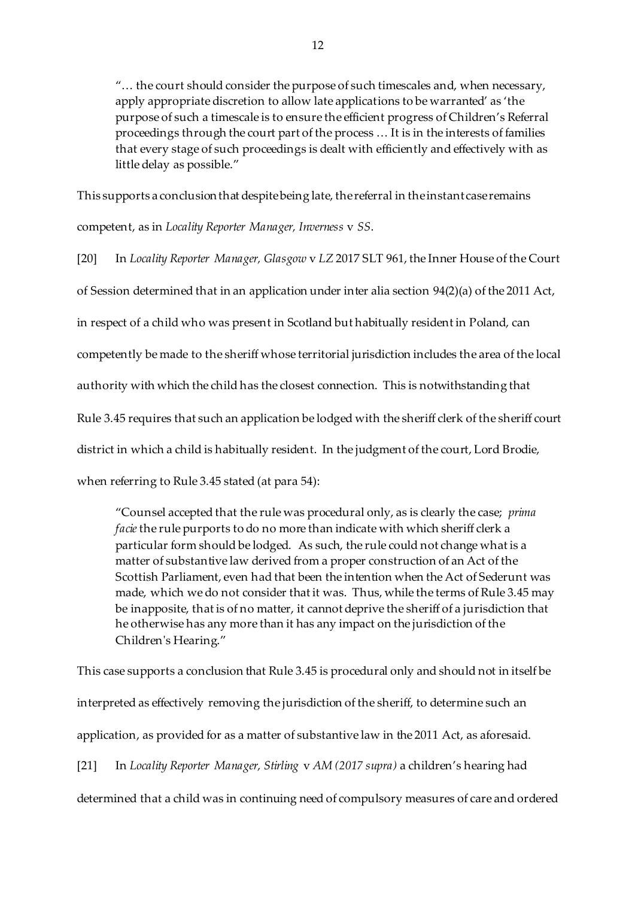> "… the court should consider the purpose of such timescales and, when necessary, apply appropriate discretion to allow late applications to be warranted' as 'the purpose of such a timescale is to ensure the efficient progress of Children's Referral proceedings through the court part of the process … It is in the interests of families that every stage of such proceedings is dealt with efficiently and effectively with as little delay as possible."

This supports a conclusion that despite being late, the referral in the instant case remains competent, as in *Locality Reporter Manager, Inverness* v *SS*.

[20] In *Locality Reporter Manager, Glasgow* v *LZ* 2017 SLT 961, the Inner House of the Court of Session determined that in an application under inter alia section 94(2)(a) of the 2011 Act, in respect of a child who was present in Scotland but habitually resident in Poland, can competently be made to the sheriff whose territorial jurisdiction includes the area of the local authority with which the child has the closest connection. This is notwithstanding that Rule 3.45 requires that such an application be lodged with the sheriff clerk of the sheriff court district in which a child is habitually resident. In the judgment of the court, Lord Brodie, when referring to Rule 3.45 stated (at para 54):

> "Counsel accepted that the rule was procedural only, as is clearly the case; *prima facie* the rule purports to do no more than indicate with which sheriff clerk a particular form should be lodged. As such, the rule could not change what is a matter of substantive law derived from a proper construction of an Act of the Scottish Parliament, even had that been the intention when the Act of Sederunt was made, which we do not consider that it was. Thus, while the terms of Rule 3.45 may be inapposite, that is of no matter, it cannot deprive the sheriff of a jurisdiction that he otherwise has any more than it has any impact on the jurisdiction of the Children's Hearing."

This case supports a conclusion that Rule 3.45 is procedural only and should not in itself be interpreted as effectively removing the jurisdiction of the sheriff, to determine such an application, as provided for as a matter of substantive law in the 2011 Act, as aforesaid.

[21] In *Locality Reporter Manager, Stirling* v *AM (2017 supra)* a children's hearing had determined that a child was in continuing need of compulsory measures of care and ordered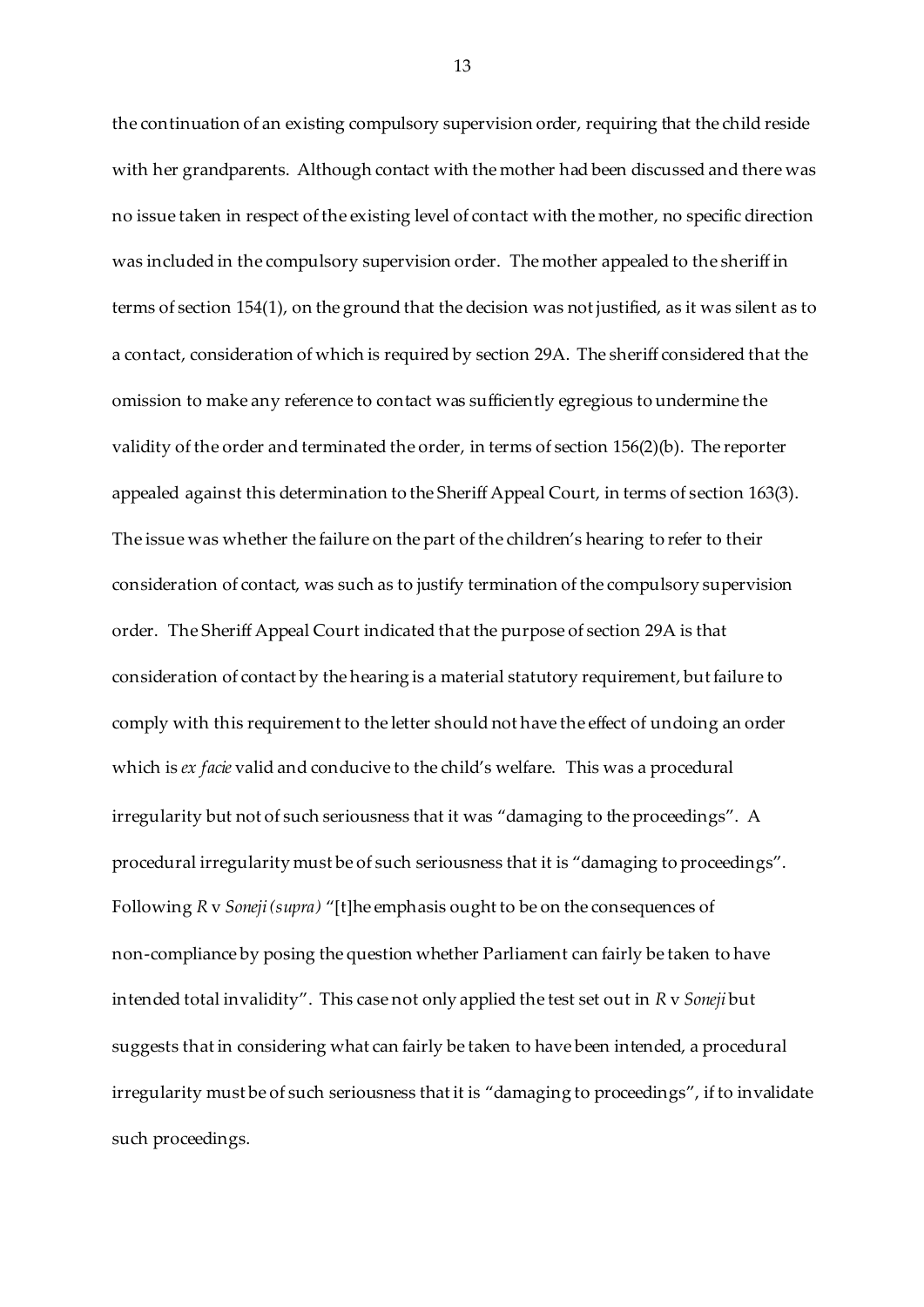the continuation of an existing compulsory supervision order, requiring that the child reside with her grandparents. Although contact with the mother had been discussed and there was no issue taken in respect of the existing level of contact with the mother, no specific direction was included in the compulsory supervision order. The mother appealed to the sheriff in terms of section 154(1), on the ground that the decision was not justified, as it was silent as to a contact, consideration of which is required by section 29A. The sheriff considered that the omission to make any reference to contact was sufficiently egregious to undermine the validity of the order and terminated the order, in terms of section 156(2)(b). The reporter appealed against this determination to the Sheriff Appeal Court, in terms of section 163(3). The issue was whether the failure on the part of the children's hearing to refer to their consideration of contact, was such as to justify termination of the compulsory supervision order. The Sheriff Appeal Court indicated that the purpose of section 29A is that consideration of contact by the hearing is a material statutory requirement, but failure to comply with this requirement to the letter should not have the effect of undoing an order which is *ex facie* valid and conducive to the child's welfare. This was a procedural irregularity but not of such seriousness that it was "damaging to the proceedings". A procedural irregularity must be of such seriousness that it is "damaging to proceedings". Following *R* v *Soneji (supra)* "[t]he emphasis ought to be on the consequences of non-compliance by posing the question whether Parliament can fairly be taken to have intended total invalidity". This case not only applied the test set out in *R* v *Soneji* but suggests that in considering what can fairly be taken to have been intended, a procedural irregularity must be of such seriousness that it is "damaging to proceedings", if to invalidate such proceedings.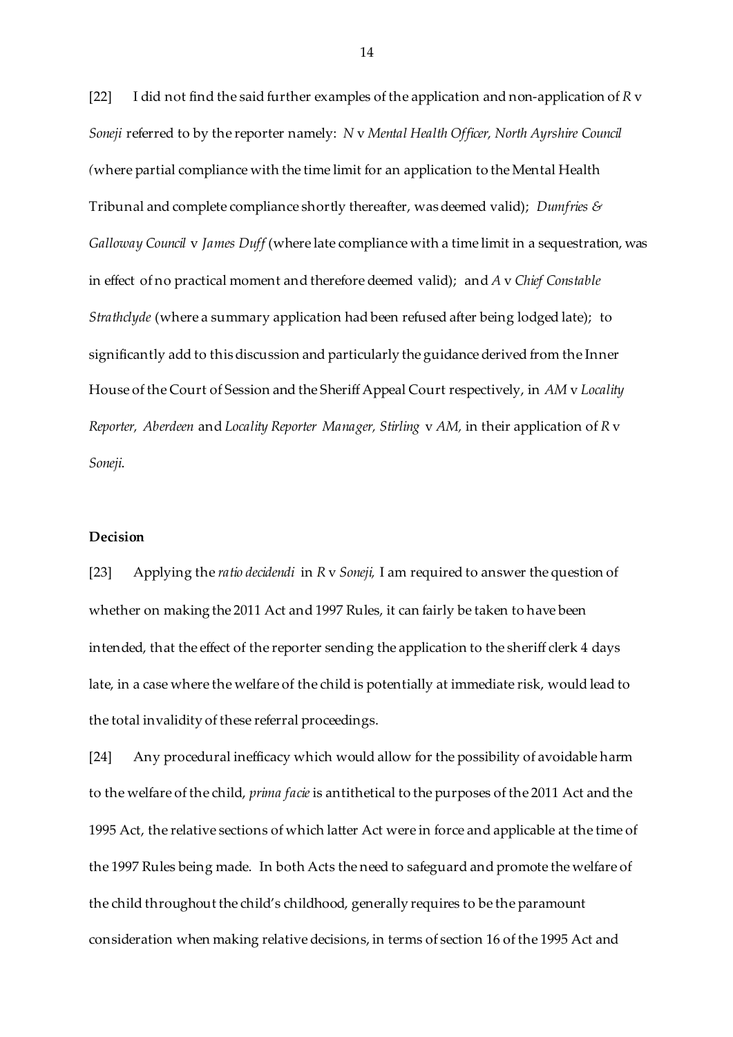[22] I did not find the said further examples of the application and non-application of *R* v *Soneji* referred to by the reporter namely: *N* v *Mental Health Officer, North Ayrshire Council (*where partial compliance with the time limit for an application to the Mental Health Tribunal and complete compliance shortly thereafter, was deemed valid); *Dumfries & Galloway Council* v *James Duff* (where late compliance with a time limit in a sequestration, was in effect of no practical moment and therefore deemed valid); and *A* v *Chief Constable Strathclyde* (where a summary application had been refused after being lodged late); to significantly add to this discussion and particularly the guidance derived from the Inner House of the Court of Session and the Sheriff Appeal Court respectively, in *AM* v *Locality Reporter, Aberdeen* and *Locality Reporter Manager, Stirling* v *AM,* in their application of *R* v *Soneji*.

**Decision**

[23] Applying the *ratio decidendi* in *R* v *Soneji,* I am required to answer the question of whether on making the 2011 Act and 1997 Rules, it can fairly be taken to have been intended, that the effect of the reporter sending the application to the sheriff clerk 4 days late, in a case where the welfare of the child is potentially at immediate risk, would lead to the total invalidity of these referral proceedings.

[24] Any procedural inefficacy which would allow for the possibility of avoidable harm to the welfare of the child, *prima facie* is antithetical to the purposes of the 2011 Act and the 1995 Act, the relative sections of which latter Act were in force and applicable at the time of the 1997 Rules being made. In both Acts the need to safeguard and promote the welfare of the child throughout the child's childhood, generally requires to be the paramount consideration when making relative decisions, in terms of section 16 of the 1995 Act and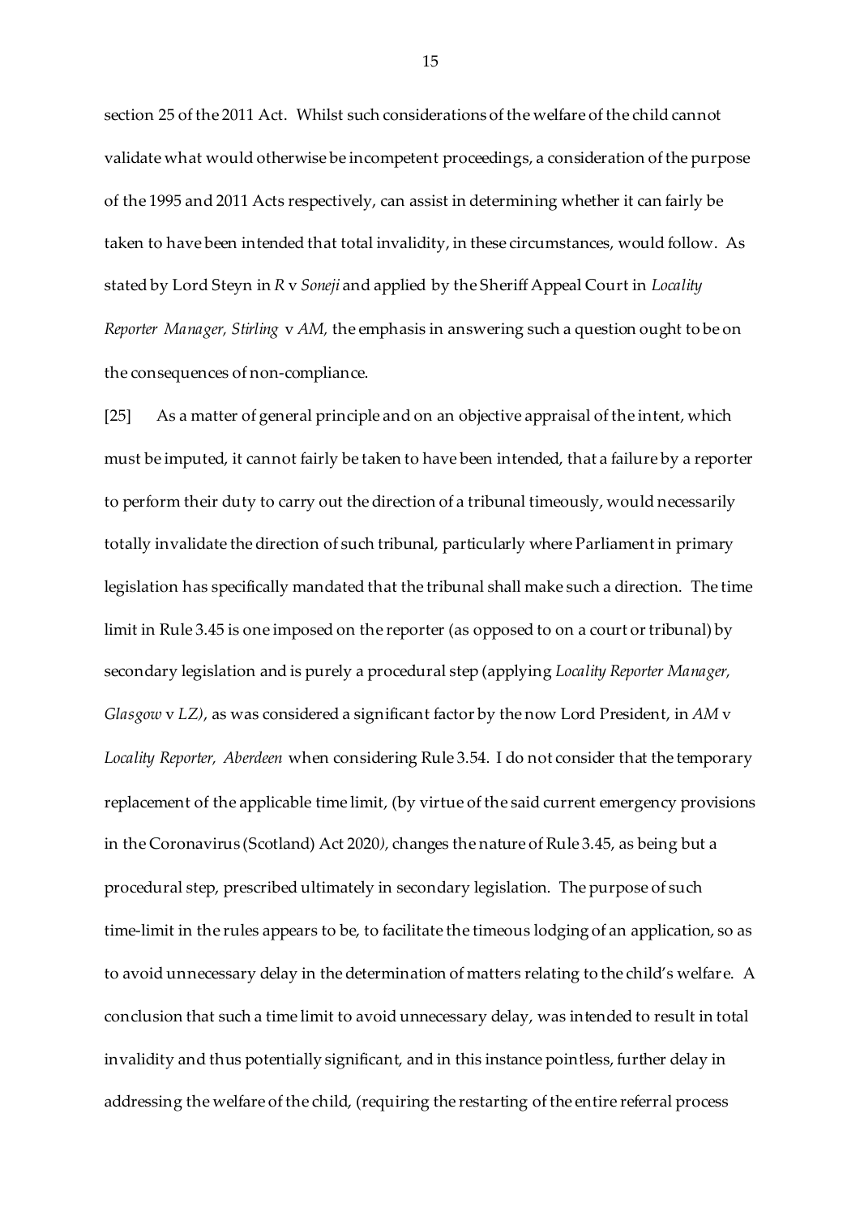section 25 of the 2011 Act. Whilst such considerations of the welfare of the child cannot validate what would otherwise be incompetent proceedings, a consideration of the purpose of the 1995 and 2011 Acts respectively, can assist in determining whether it can fairly be taken to have been intended that total invalidity, in these circumstances, would follow. As stated by Lord Steyn in *R* v *Soneji* and applied by the Sheriff Appeal Court in *Locality Reporter Manager, Stirling* v *AM,* the emphasis in answering such a question ought to be on the consequences of non-compliance.

[25] As a matter of general principle and on an objective appraisal of the intent, which must be imputed, it cannot fairly be taken to have been intended, that a failure by a reporter to perform their duty to carry out the direction of a tribunal timeously, would necessarily totally invalidate the direction of such tribunal, particularly where Parliament in primary legislation has specifically mandated that the tribunal shall make such a direction. The time limit in Rule 3.45 is one imposed on the reporter (as opposed to on a court or tribunal) by secondary legislation and is purely a procedural step (applying *Locality Reporter Manager, Glasgow* v *LZ)*, as was considered a significant factor by the now Lord President, in *AM* v *Locality Reporter, Aberdeen* when considering Rule 3.54. I do not consider that the temporary replacement of the applicable time limit, (by virtue of the said current emergency provisions in the Coronavirus (Scotland) Act 2020*),* changes the nature of Rule 3.45, as being but a procedural step, prescribed ultimately in secondary legislation. The purpose of such time-limit in the rules appears to be, to facilitate the timeous lodging of an application, so as to avoid unnecessary delay in the determination of matters relating to the child's welfare. A conclusion that such a time limit to avoid unnecessary delay, was intended to result in total invalidity and thus potentially significant, and in this instance pointless, further delay in addressing the welfare of the child, (requiring the restarting of the entire referral process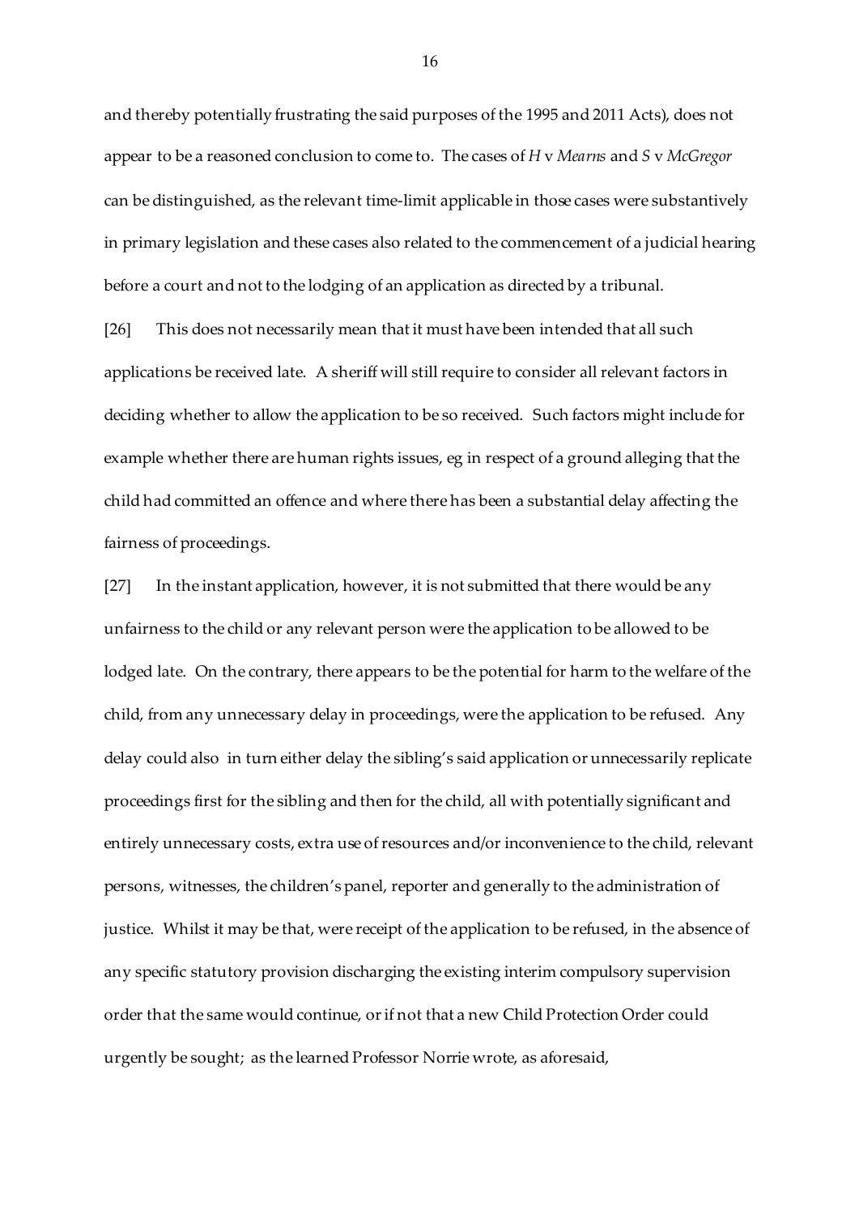and thereby potentially frustrating the said purposes of the 1995 and 2011 Acts), does not appear to be a reasoned conclusion to come to. The cases of *H* v *Mearns* and *S* v *McGregor* can be distinguished, as the relevant time-limit applicable in those cases were substantively in primary legislation and these cases also related to the commencement of a judicial hearing before a court and not to the lodging of an application as directed by a tribunal.

[26] This does not necessarily mean that it must have been intended that all such applications be received late. A sheriff will still require to consider all relevant factors in deciding whether to allow the application to be so received. Such factors might include for example whether there are human rights issues, eg in respect of a ground alleging that the child had committed an offence and where there has been a substantial delay affecting the fairness of proceedings.

[27] In the instant application, however, it is not submitted that there would be any unfairness to the child or any relevant person were the application to be allowed to be lodged late. On the contrary, there appears to be the potential for harm to the welfare of the child, from any unnecessary delay in proceedings, were the application to be refused. Any delay could also in turn either delay the sibling's said application or unnecessarily replicate proceedings first for the sibling and then for the child, all with potentially significant and entirely unnecessary costs, extra use of resources and/or inconvenience to the child, relevant persons, witnesses, the children's panel, reporter and generally to the administration of justice. Whilst it may be that, were receipt of the application to be refused, in the absence of any specific statutory provision discharging the existing interim compulsory supervision order that the same would continue, or if not that a new Child Protection Order could urgently be sought; as the learned Professor Norrie wrote, as aforesaid,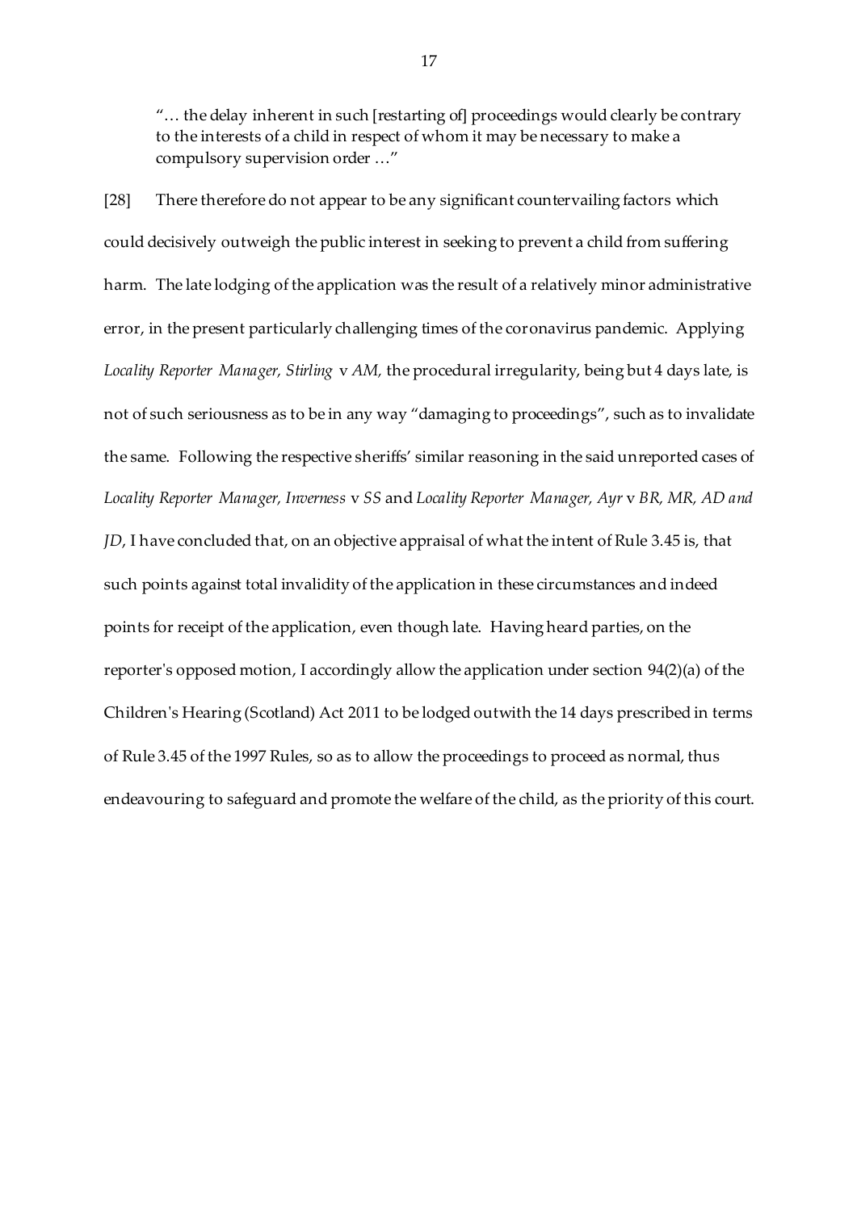> "… the delay inherent in such [restarting of] proceedings would clearly be contrary to the interests of a child in respect of whom it may be necessary to make a compulsory supervision order …"

[28] There therefore do not appear to be any significant countervailing factors which could decisively outweigh the public interest in seeking to prevent a child from suffering harm. The late lodging of the application was the result of a relatively minor administrative error, in the present particularly challenging times of the coronavirus pandemic. Applying *Locality Reporter Manager, Stirling* v *AM*, the procedural irregularity, being but 4 days late, is not of such seriousness as to be in any way "damaging to proceedings", such as to invalidate the same. Following the respective sheriffs' similar reasoning in the said unreported cases of *Locality Reporter Manager, Inverness* v *SS* and *Locality Reporter Manager, Ayr* v *BR, MR, AD and JD*, I have concluded that, on an objective appraisal of what the intent of Rule 3.45 is, that such points against total invalidity of the application in these circumstances and indeed points for receipt of the application, even though late. Having heard parties, on the reporter's opposed motion, I accordingly allow the application under section 94(2)(a) of the Children's Hearing (Scotland) Act 2011 to be lodged outwith the 14 days prescribed in terms of Rule 3.45 of the 1997 Rules, so as to allow the proceedings to proceed as normal, thus endeavouring to safeguard and promote the welfare of the child, as the priority of this court.